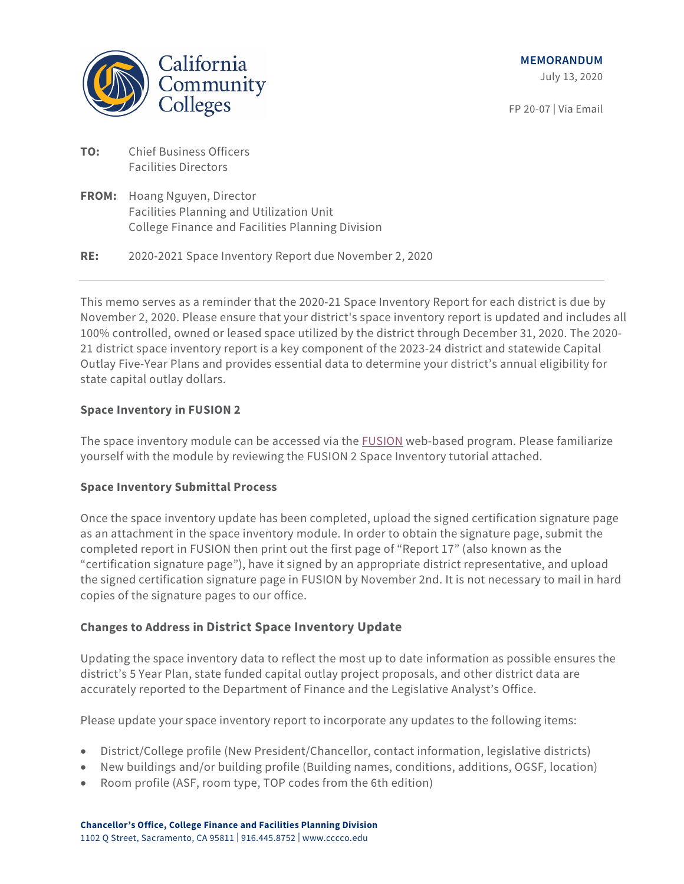California Community Colleges

**MEMORANDUM**

July 13, 2020

FP 20-07 | Via Email

**TO:** Chief Business Officers
Facilities Directors

**FROM:** Hoang Nguyen, Director
Facilities Planning and Utilization Unit
College Finance and Facilities Planning Division

**RE:** 2020-2021 Space Inventory Report due November 2, 2020

---

This memo serves as a reminder that the 2020-21 Space Inventory Report for each district is due by November 2, 2020. Please ensure that your district's space inventory report is updated and includes all 100% controlled, owned or leased space utilized by the district through December 31, 2020. The 2020-21 district space inventory report is a key component of the 2023-24 district and statewide Capital Outlay Five-Year Plans and provides essential data to determine your district's annual eligibility for state capital outlay dollars.

**Space Inventory in FUSION 2**

The space inventory module can be accessed via the FUSION web-based program. Please familiarize yourself with the module by reviewing the FUSION 2 Space Inventory tutorial attached.

**Space Inventory Submittal Process**

Once the space inventory update has been completed, upload the signed certification signature page as an attachment in the space inventory module. In order to obtain the signature page, submit the completed report in FUSION then print out the first page of "Report 17" (also known as the "certification signature page"), have it signed by an appropriate district representative, and upload the signed certification signature page in FUSION by November 2nd. It is not necessary to mail in hard copies of the signature pages to our office.

**Changes to Address in District Space Inventory Update**

Updating the space inventory data to reflect the most up to date information as possible ensures the district's 5 Year Plan, state funded capital outlay project proposals, and other district data are accurately reported to the Department of Finance and the Legislative Analyst's Office.

Please update your space inventory report to incorporate any updates to the following items:

- District/College profile (New President/Chancellor, contact information, legislative districts)
- New buildings and/or building profile (Building names, conditions, additions, OGSF, location)
- Room profile (ASF, room type, TOP codes from the 6th edition)

**Chancellor's Office, College Finance and Facilities Planning Division**
1102 Q Street, Sacramento, CA 95811 | 916.445.8752 | www.cccco.edu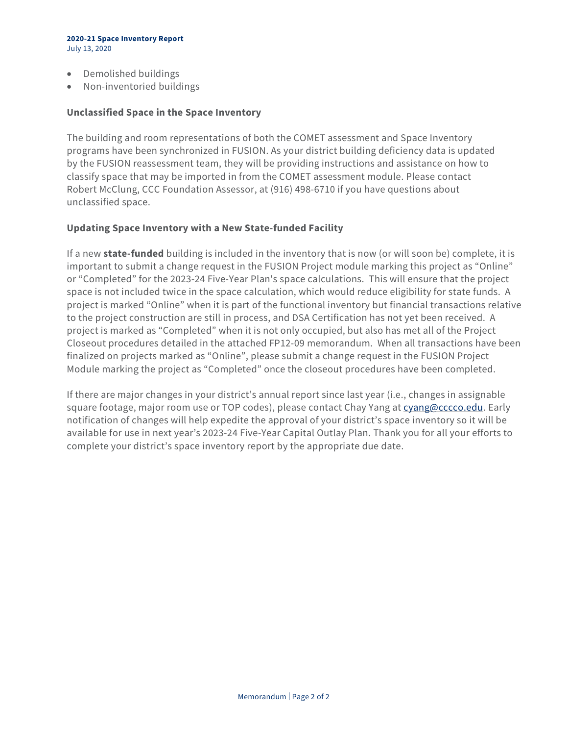- Demolished buildings
- Non-inventoried buildings

### Unclassified Space in the Space Inventory

The building and room representations of both the COMET assessment and Space Inventory programs have been synchronized in FUSION. As your district building deficiency data is updated by the FUSION reassessment team, they will be providing instructions and assistance on how to classify space that may be imported in from the COMET assessment module. Please contact Robert McClung, CCC Foundation Assessor, at (916) 498-6710 if you have questions about unclassified space.

### Updating Space Inventory with a New State-funded Facility

If a new **state-funded** building is included in the inventory that is now (or will soon be) complete, it is important to submit a change request in the FUSION Project module marking this project as "Online" or "Completed" for the 2023-24 Five-Year Plan's space calculations. This will ensure that the project space is not included twice in the space calculation, which would reduce eligibility for state funds. A project is marked "Online" when it is part of the functional inventory but financial transactions relative to the project construction are still in process, and DSA Certification has not yet been received. A project is marked as "Completed" when it is not only occupied, but also has met all of the Project Closeout procedures detailed in the attached FP12-09 memorandum. When all transactions have been finalized on projects marked as "Online", please submit a change request in the FUSION Project Module marking the project as "Completed" once the closeout procedures have been completed.

If there are major changes in your district's annual report since last year (i.e., changes in assignable square footage, major room use or TOP codes), please contact Chay Yang at cyang@cccco.edu. Early notification of changes will help expedite the approval of your district's space inventory so it will be available for use in next year's 2023-24 Five-Year Capital Outlay Plan. Thank you for all your efforts to complete your district's space inventory report by the appropriate due date.